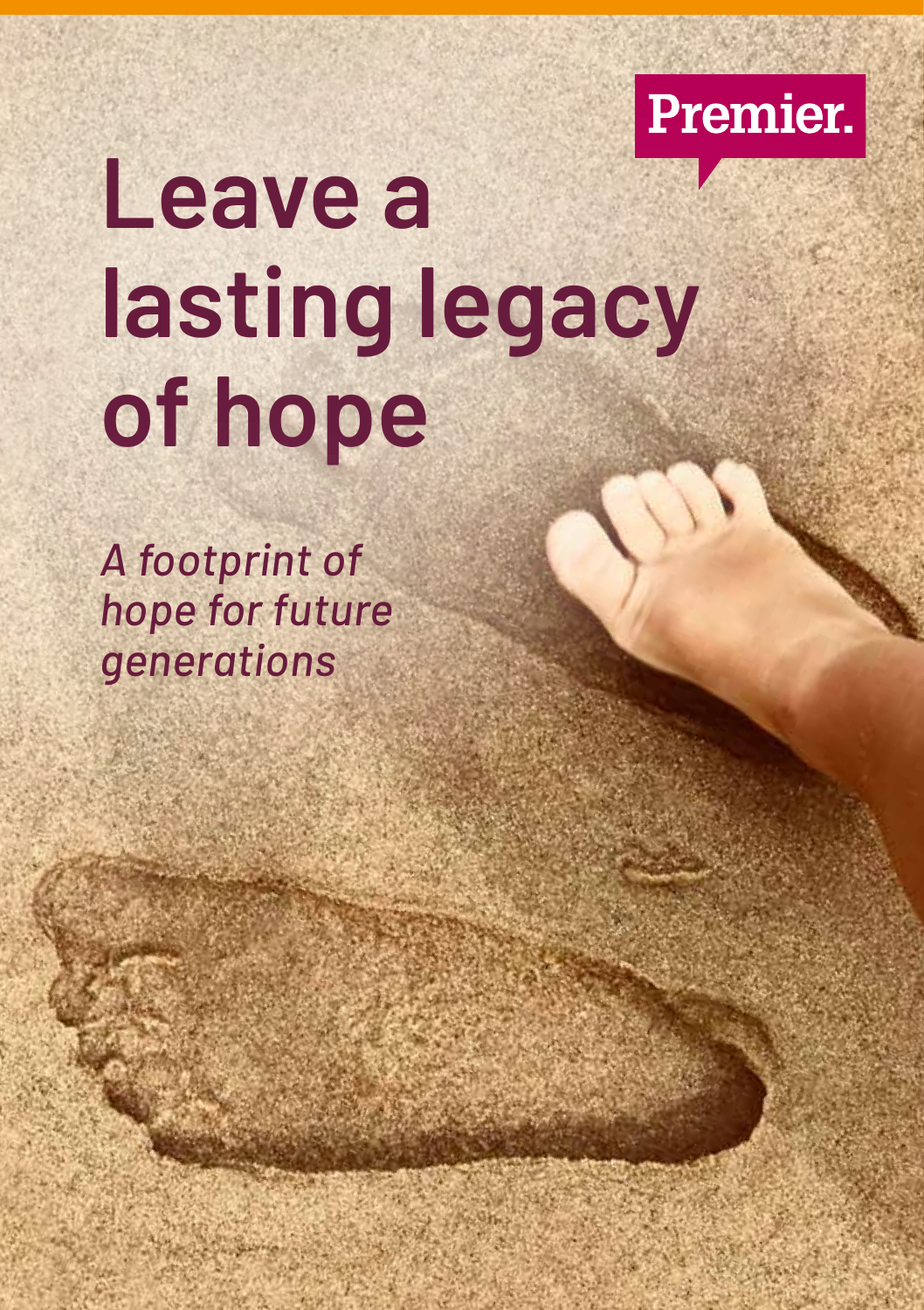Premier.

# Leave a lasting legacy of hope

*A footprint of hope for future generations*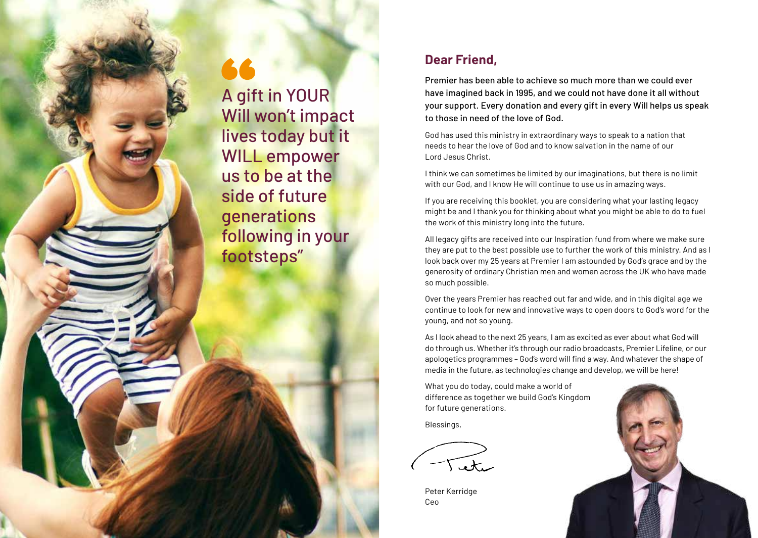> "A gift in YOUR Will won't impact lives today but it WILL empower us to be at the side of future generations following in your footsteps"

## Dear Friend,

**Premier has been able to achieve so much more than we could ever have imagined back in 1995, and we could not have done it all without your support. Every donation and every gift in every Will helps us speak to those in need of the love of God.**

God has used this ministry in extraordinary ways to speak to a nation that needs to hear the love of God and to know salvation in the name of our Lord Jesus Christ.

I think we can sometimes be limited by our imaginations, but there is no limit with our God, and I know He will continue to use us in amazing ways.

If you are receiving this booklet, you are considering what your lasting legacy might be and I thank you for thinking about what you might be able to do to fuel the work of this ministry long into the future.

All legacy gifts are received into our Inspiration fund from where we make sure they are put to the best possible use to further the work of this ministry. And as I look back over my 25 years at Premier I am astounded by God's grace and by the generosity of ordinary Christian men and women across the UK who have made so much possible.

Over the years Premier has reached out far and wide, and in this digital age we continue to look for new and innovative ways to open doors to God's word for the young, and not so young.

As I look ahead to the next 25 years, I am as excited as ever about what God will do through us. Whether it's through our radio broadcasts, Premier Lifeline, or our apologetics programmes – God's word will find a way. And whatever the shape of media in the future, as technologies change and develop, we will be here!

What you do today, could make a world of difference as together we build God's Kingdom for future generations.

Blessings,

Peter

Peter Kerridge
Ceo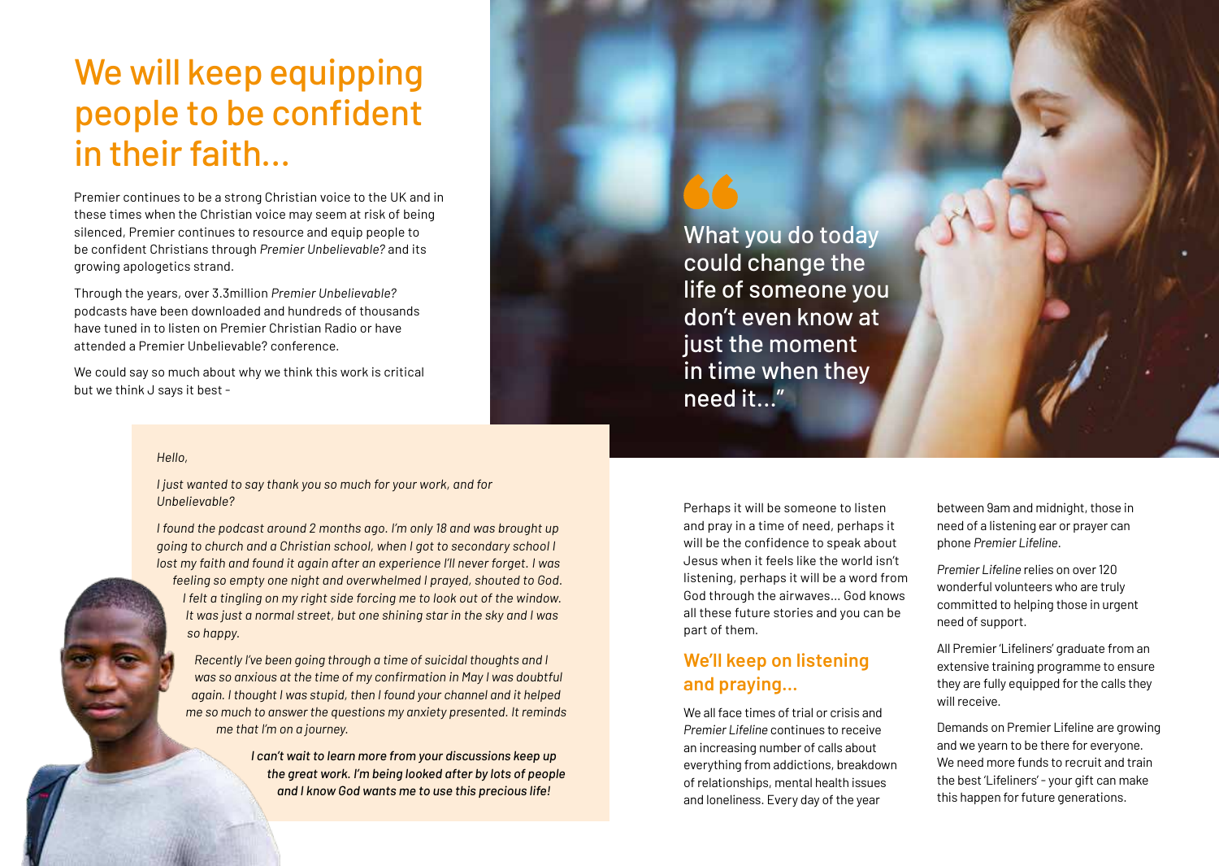# We will keep equipping people to be confident in their faith...

Premier continues to be a strong Christian voice to the UK and in these times when the Christian voice may seem at risk of being silenced, Premier continues to resource and equip people to be confident Christians through *Premier Unbelievable?* and its growing apologetics strand.

Through the years, over 3.3million *Premier Unbelievable?* podcasts have been downloaded and hundreds of thousands have tuned in to listen on Premier Christian Radio or have attended a Premier Unbelievable? conference.

We could say so much about why we think this work is critical but we think J says it best -

*Hello,*

*I just wanted to say thank you so much for your work, and for Unbelievable?*

*I found the podcast around 2 months ago. I'm only 18 and was brought up going to church and a Christian school, when I got to secondary school I lost my faith and found it again after an experience I'll never forget. I was feeling so empty one night and overwhelmed I prayed, shouted to God. I felt a tingling on my right side forcing me to look out of the window. It was just a normal street, but one shining star in the sky and I was so happy.*

*Recently I've been going through a time of suicidal thoughts and I was so anxious at the time of my confirmation in May I was doubtful again. I thought I was stupid, then I found your channel and it helped me so much to answer the questions my anxiety presented. It reminds me that I'm on a journey.*

***I can't wait to learn more from your discussions keep up the great work. I'm being looked after by lots of people and I know God wants me to use this precious life!***

> What you do today could change the life of someone you don't even know at just the moment in time when they need it..."

Perhaps it will be someone to listen and pray in a time of need, perhaps it will be the confidence to speak about Jesus when it feels like the world isn't listening, perhaps it will be a word from God through the airwaves... God knows all these future stories and you can be part of them.

## We'll keep on listening and praying...

We all face times of trial or crisis and *Premier Lifeline* continues to receive an increasing number of calls about everything from addictions, breakdown of relationships, mental health issues and loneliness. Every day of the year between 9am and midnight, those in need of a listening ear or prayer can phone *Premier Lifeline*.

*Premier Lifeline* relies on over 120 wonderful volunteers who are truly committed to helping those in urgent need of support.

All Premier 'Lifeliners' graduate from an extensive training programme to ensure they are fully equipped for the calls they will receive.

Demands on Premier Lifeline are growing and we yearn to be there for everyone. We need more funds to recruit and train the best 'Lifeliners' - your gift can make this happen for future generations.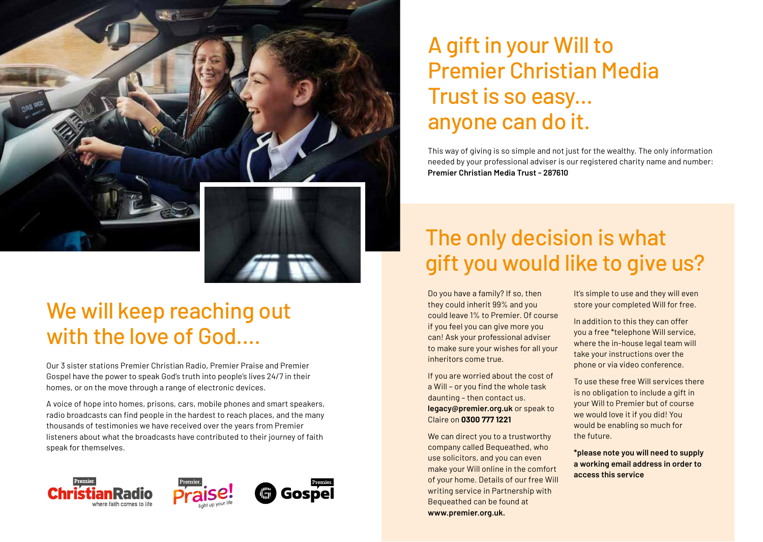# A gift in your Will to Premier Christian Media Trust is so easy... anyone can do it.

This way of giving is so simple and not just for the wealthy. The only information needed by your professional adviser is our registered charity name and number: **Premier Christian Media Trust - 287610**

# We will keep reaching out with the love of God....

Our 3 sister stations Premier Christian Radio, Premier Praise and Premier Gospel have the power to speak God's truth into people's lives 24/7 in their homes, or on the move through a range of electronic devices.

A voice of hope into homes, prisons, cars, mobile phones and smart speakers, radio broadcasts can find people in the hardest to reach places, and the many thousands of testimonies we have received over the years from Premier listeners about what the broadcasts have contributed to their journey of faith speak for themselves.

# The only decision is what gift you would like to give us?

Do you have a family? If so, then they could inherit 99% and you could leave 1% to Premier. Of course if you feel you can give more you can! Ask your professional adviser to make sure your wishes for all your inheritors come true.

If you are worried about the cost of a Will – or you find the whole task daunting – then contact us. **legacy@premier.org.uk** or speak to Claire on **0300 777 1221**

We can direct you to a trustworthy company called Bequeathed, who use solicitors, and you can even make your Will online in the comfort of your home. Details of our free Will writing service in Partnership with Bequeathed can be found at **www.premier.org.uk.**

It's simple to use and they will even store your completed Will for free.

In addition to this they can offer you a free *telephone Will service, where the in-house legal team will take your instructions over the phone or via video conference.

To use these free Will services there is no obligation to include a gift in your Will to Premier but of course we would love it if you did! You would be enabling so much for the future.

***please note you will need to supply a working email address in order to access this service**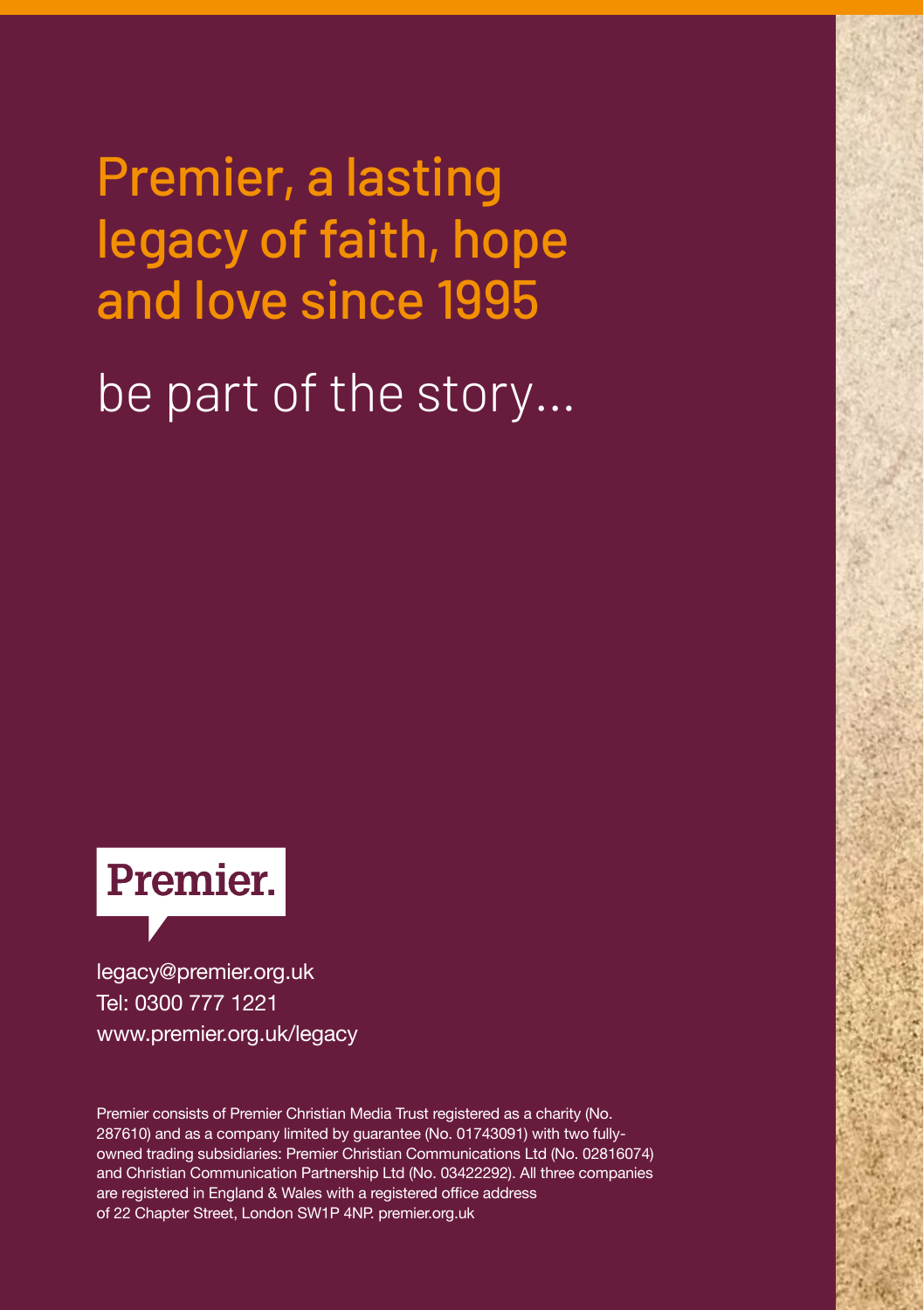# Premier, a lasting legacy of faith, hope and love since 1995

be part of the story...

Premier.

legacy@premier.org.uk
Tel: 0300 777 1221
www.premier.org.uk/legacy

Premier consists of Premier Christian Media Trust registered as a charity (No. 287610) and as a company limited by guarantee (No. 01743091) with two fully-owned trading subsidiaries: Premier Christian Communications Ltd (No. 02816074) and Christian Communication Partnership Ltd (No. 03422292). All three companies are registered in England & Wales with a registered office address of 22 Chapter Street, London SW1P 4NP. premier.org.uk